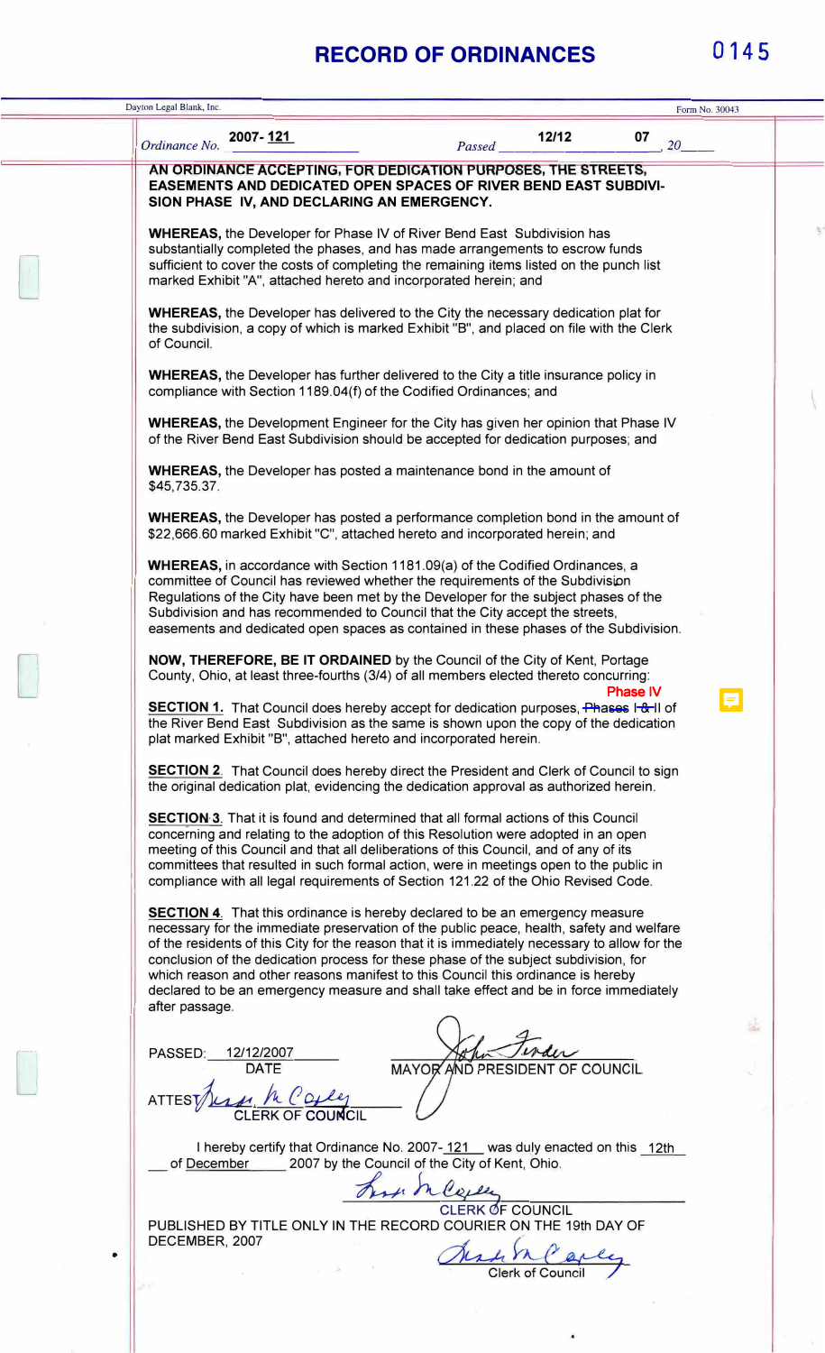# RECORD OF ORDINANCES

Ordinance No. 2007-121 Passed 12/12 2007

**AN ORDINANCE ACCEPTING, FOR DEDICATION PURPOSES, THE STREETS, EASEMENTS AND DEDICATED OPEN SPACES OF RIVER BEND EAST SUBDIVISION PHASE IV, AND DECLARING AN EMERGENCY.**

**WHEREAS,** the Developer for Phase IV of River Bend East Subdivision has substantially completed the phases, and has made arrangements to escrow funds sufficient to cover the costs of completing the remaining items listed on the punch list marked Exhibit "A", attached hereto and incorporated herein; and

**WHEREAS,** the Developer has delivered to the City the necessary dedication plat for the subdivision, a copy of which is marked Exhibit "B", and placed on file with the Clerk of Council.

**WHEREAS,** the Developer has further delivered to the City a title insurance policy in compliance with Section 1189.04(f) of the Codified Ordinances; and

**WHEREAS,** the Development Engineer for the City has given her opinion that Phase IV of the River Bend East Subdivision should be accepted for dedication purposes; and

**WHEREAS,** the Developer has posted a maintenance bond in the amount of $45,735.37.

**WHEREAS,** the Developer has posted a performance completion bond in the amount of $22,666.60 marked Exhibit "C", attached hereto and incorporated herein; and

**WHEREAS,** in accordance with Section 1181.09(a) of the Codified Ordinances, a committee of Council has reviewed whether the requirements of the Subdivision Regulations of the City have been met by the Developer for the subject phases of the Subdivision and has recommended to Council that the City accept the streets, easements and dedicated open spaces as contained in these phases of the Subdivision.

**NOW, THEREFORE, BE IT ORDAINED** by the Council of the City of Kent, Portage County, Ohio, at least three-fourths (3/4) of all members elected thereto concurring:

**SECTION 1.** That Council does hereby accept for dedication purposes, ~~Phases I & II~~ Phase IV of the River Bend East Subdivision as the same is shown upon the copy of the dedication plat marked Exhibit "B", attached hereto and incorporated herein.

**SECTION 2.** That Council does hereby direct the President and Clerk of Council to sign the original dedication plat, evidencing the dedication approval as authorized herein.

**SECTION 3.** That it is found and determined that all formal actions of this Council concerning and relating to the adoption of this Resolution were adopted in an open meeting of this Council and that all deliberations of this Council, and of any of its committees that resulted in such formal action, were in meetings open to the public in compliance with all legal requirements of Section 121.22 of the Ohio Revised Code.

**SECTION 4.** That this ordinance is hereby declared to be an emergency measure necessary for the immediate preservation of the public peace, health, safety and welfare of the residents of this City for the reason that it is immediately necessary to allow for the conclusion of the dedication process for these phase of the subject subdivision, for which reason and other reasons manifest to this Council this ordinance is hereby declared to be an emergency measure and shall take effect and be in force immediately after passage.

PASSED: 12/12/2007
DATE

MAYOR AND PRESIDENT OF COUNCIL

ATTEST: CLERK OF COUNCIL

I hereby certify that Ordinance No. 2007-121 was duly enacted on this 12th of December 2007 by the Council of the City of Kent, Ohio.

CLERK OF COUNCIL

PUBLISHED BY TITLE ONLY IN THE RECORD COURIER ON THE 19th DAY OF DECEMBER, 2007

Clerk of Council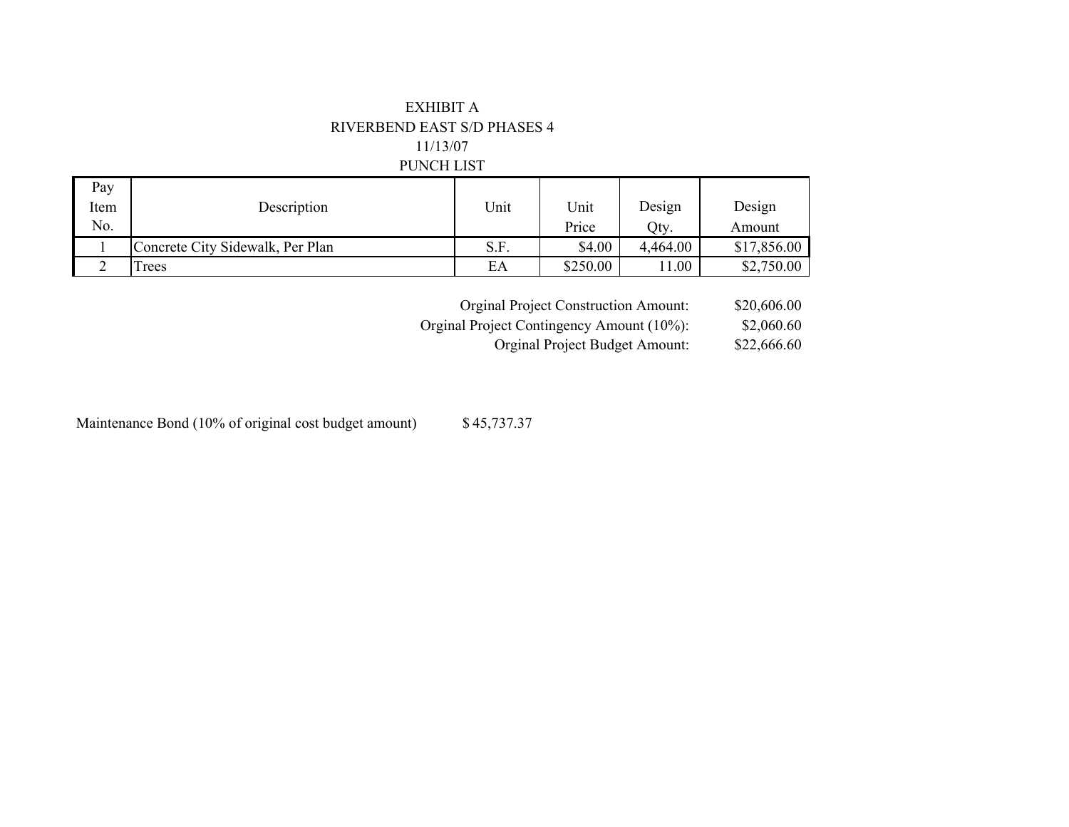# EXHIBIT A

## RIVERBEND EAST S/D PHASES 4

11/13/07

PUNCH LIST

| Pay Item No. | Description | Unit | Unit Price | Design Qty. | Design Amount |
|---|---|---|---|---|---|
| 1 | Concrete City Sidewalk, Per Plan | S.F. | $4.00 | 4,464.00 | $17,856.00 |
| 2 | Trees | EA | $250.00 | 11.00 | $2,750.00 |

Orginal Project Construction Amount: $20,606.00

Orginal Project Contingency Amount (10%): $2,060.60

Orginal Project Budget Amount: $22,666.60

Maintenance Bond (10% of original cost budget amount) $ 45,737.37